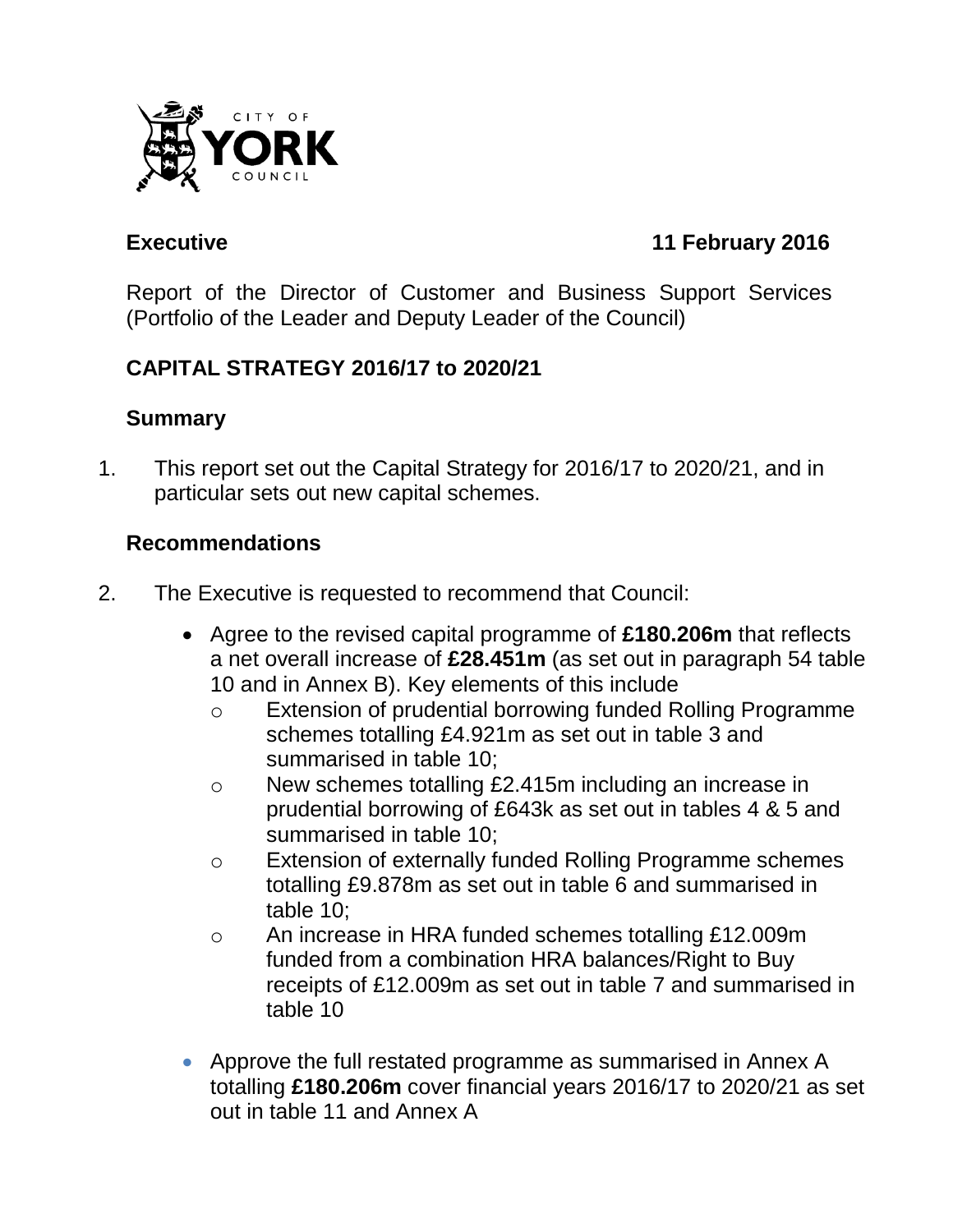CITY OF YORK COUNCIL

**Executive** **11 February 2016**

Report of the Director of Customer and Business Support Services (Portfolio of the Leader and Deputy Leader of the Council)

## CAPITAL STRATEGY 2016/17 to 2020/21

### Summary

1. This report set out the Capital Strategy for 2016/17 to 2020/21, and in particular sets out new capital schemes.

### Recommendations

2. The Executive is requested to recommend that Council:

   - Agree to the revised capital programme of **£180.206m** that reflects a net overall increase of **£28.451m** (as set out in paragraph 54 table 10 and in Annex B). Key elements of this include
     - Extension of prudential borrowing funded Rolling Programme schemes totalling £4.921m as set out in table 3 and summarised in table 10;
     - New schemes totalling £2.415m including an increase in prudential borrowing of £643k as set out in tables 4 & 5 and summarised in table 10;
     - Extension of externally funded Rolling Programme schemes totalling £9.878m as set out in table 6 and summarised in table 10;
     - An increase in HRA funded schemes totalling £12.009m funded from a combination HRA balances/Right to Buy receipts of £12.009m as set out in table 7 and summarised in table 10

   - Approve the full restated programme as summarised in Annex A totalling **£180.206m** cover financial years 2016/17 to 2020/21 as set out in table 11 and Annex A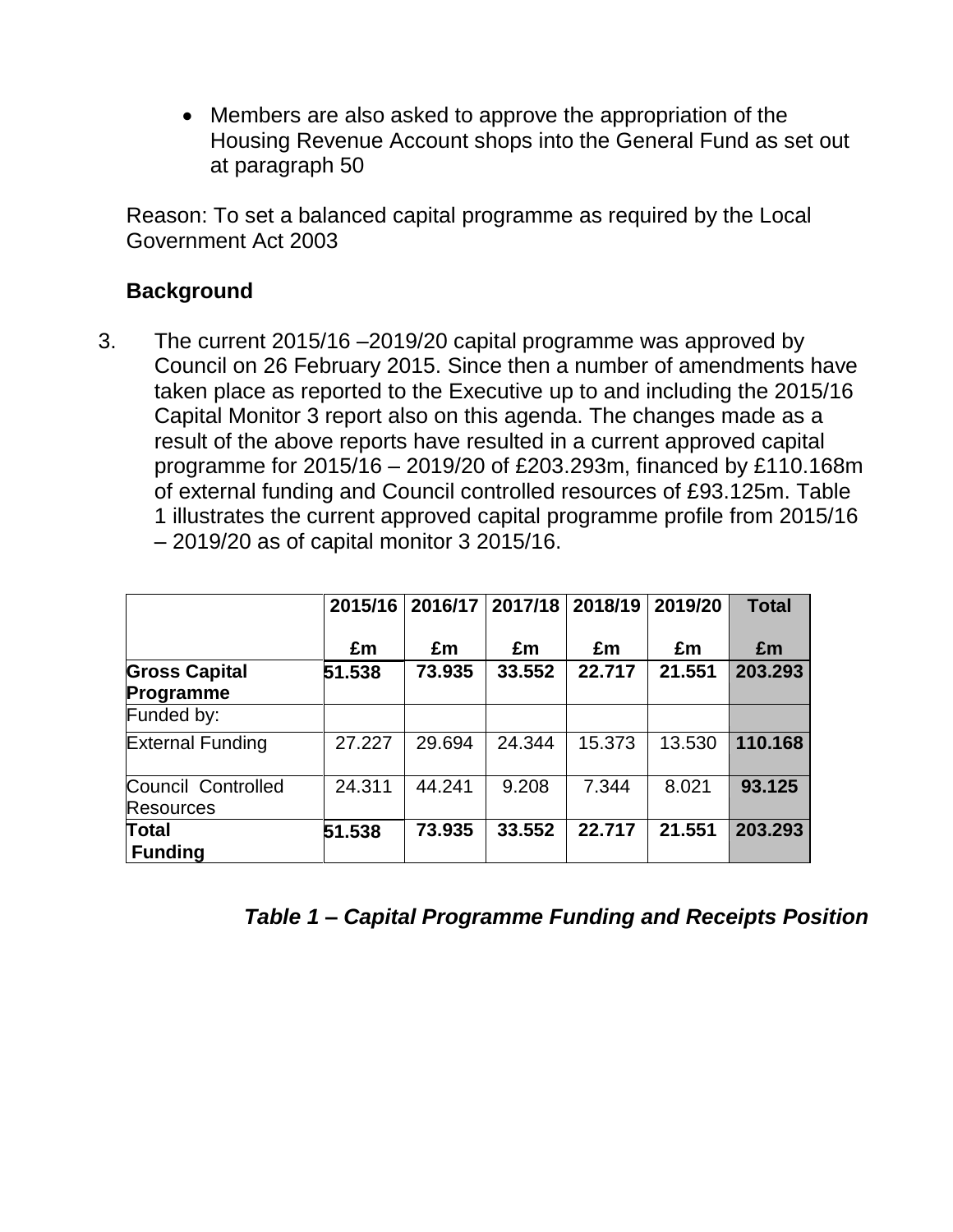- Members are also asked to approve the appropriation of the Housing Revenue Account shops into the General Fund as set out at paragraph 50

Reason: To set a balanced capital programme as required by the Local Government Act 2003

## Background

3. The current 2015/16 –2019/20 capital programme was approved by Council on 26 February 2015. Since then a number of amendments have taken place as reported to the Executive up to and including the 2015/16 Capital Monitor 3 report also on this agenda. The changes made as a result of the above reports have resulted in a current approved capital programme for 2015/16 – 2019/20 of £203.293m, financed by £110.168m of external funding and Council controlled resources of £93.125m. Table 1 illustrates the current approved capital programme profile from 2015/16 – 2019/20 as of capital monitor 3 2015/16.

| | 2015/16<br>£m | 2016/17<br>£m | 2017/18<br>£m | 2018/19<br>£m | 2019/20<br>£m | Total<br>£m |
|---|---|---|---|---|---|---|
| **Gross Capital Programme** | **51.538** | **73.935** | **33.552** | **22.717** | **21.551** | **203.293** |
| Funded by: | | | | | | |
| External Funding | 27.227 | 29.694 | 24.344 | 15.373 | 13.530 | **110.168** |
| Council Controlled Resources | 24.311 | 44.241 | 9.208 | 7.344 | 8.021 | **93.125** |
| **Total Funding** | **51.538** | **73.935** | **33.552** | **22.717** | **21.551** | **203.293** |

***Table 1 – Capital Programme Funding and Receipts Position***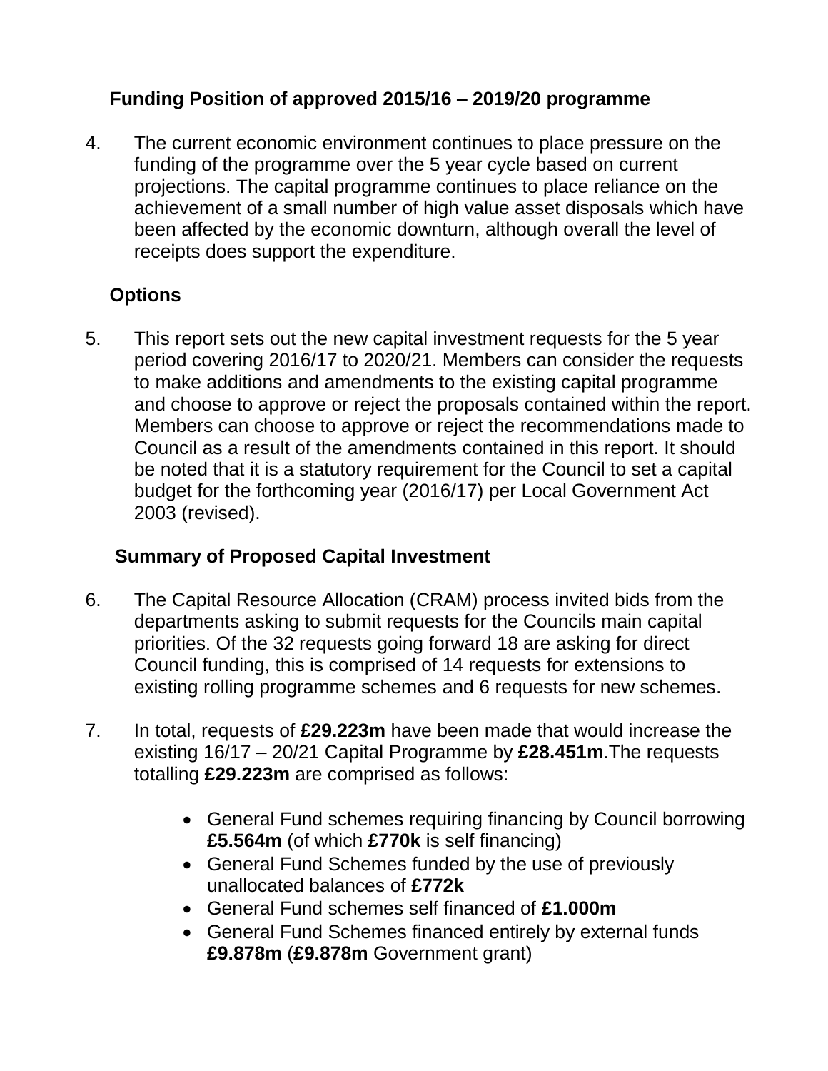## Funding Position of approved 2015/16 – 2019/20 programme

4. The current economic environment continues to place pressure on the funding of the programme over the 5 year cycle based on current projections. The capital programme continues to place reliance on the achievement of a small number of high value asset disposals which have been affected by the economic downturn, although overall the level of receipts does support the expenditure.

## Options

5. This report sets out the new capital investment requests for the 5 year period covering 2016/17 to 2020/21. Members can consider the requests to make additions and amendments to the existing capital programme and choose to approve or reject the proposals contained within the report. Members can choose to approve or reject the recommendations made to Council as a result of the amendments contained in this report. It should be noted that it is a statutory requirement for the Council to set a capital budget for the forthcoming year (2016/17) per Local Government Act 2003 (revised).

## Summary of Proposed Capital Investment

6. The Capital Resource Allocation (CRAM) process invited bids from the departments asking to submit requests for the Councils main capital priorities. Of the 32 requests going forward 18 are asking for direct Council funding, this is comprised of 14 requests for extensions to existing rolling programme schemes and 6 requests for new schemes.

7. In total, requests of **£29.223m** have been made that would increase the existing 16/17 – 20/21 Capital Programme by **£28.451m**.The requests totalling **£29.223m** are comprised as follows:

   - General Fund schemes requiring financing by Council borrowing **£5.564m** (of which **£770k** is self financing)
   - General Fund Schemes funded by the use of previously unallocated balances of **£772k**
   - General Fund schemes self financed of **£1.000m**
   - General Fund Schemes financed entirely by external funds **£9.878m** (**£9.878m** Government grant)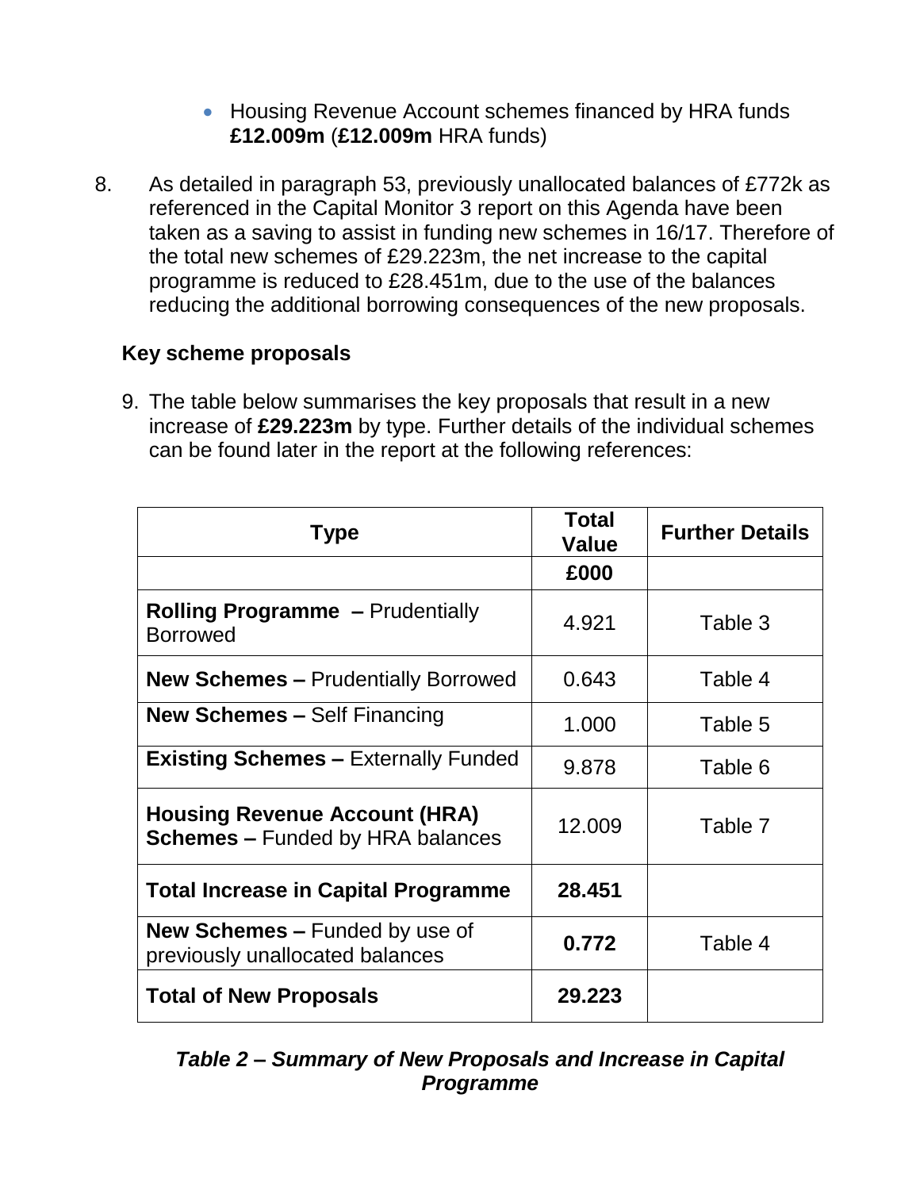- Housing Revenue Account schemes financed by HRA funds **£12.009m** (**£12.009m** HRA funds)

8. As detailed in paragraph 53, previously unallocated balances of £772k as referenced in the Capital Monitor 3 report on this Agenda have been taken as a saving to assist in funding new schemes in 16/17. Therefore of the total new schemes of £29.223m, the net increase to the capital programme is reduced to £28.451m, due to the use of the balances reducing the additional borrowing consequences of the new proposals.

**Key scheme proposals**

9. The table below summarises the key proposals that result in a new increase of **£29.223m** by type. Further details of the individual schemes can be found later in the report at the following references:

| Type | Total Value | Further Details |
|---|---|---|
| | **£000** | |
| **Rolling Programme –** Prudentially Borrowed | 4.921 | Table 3 |
| **New Schemes –** Prudentially Borrowed | 0.643 | Table 4 |
| **New Schemes –** Self Financing | 1.000 | Table 5 |
| **Existing Schemes –** Externally Funded | 9.878 | Table 6 |
| **Housing Revenue Account (HRA) Schemes –** Funded by HRA balances | 12.009 | Table 7 |
| **Total Increase in Capital Programme** | **28.451** | |
| **New Schemes –** Funded by use of previously unallocated balances | **0.772** | Table 4 |
| **Total of New Proposals** | **29.223** | |

***Table 2 – Summary of New Proposals and Increase in Capital Programme***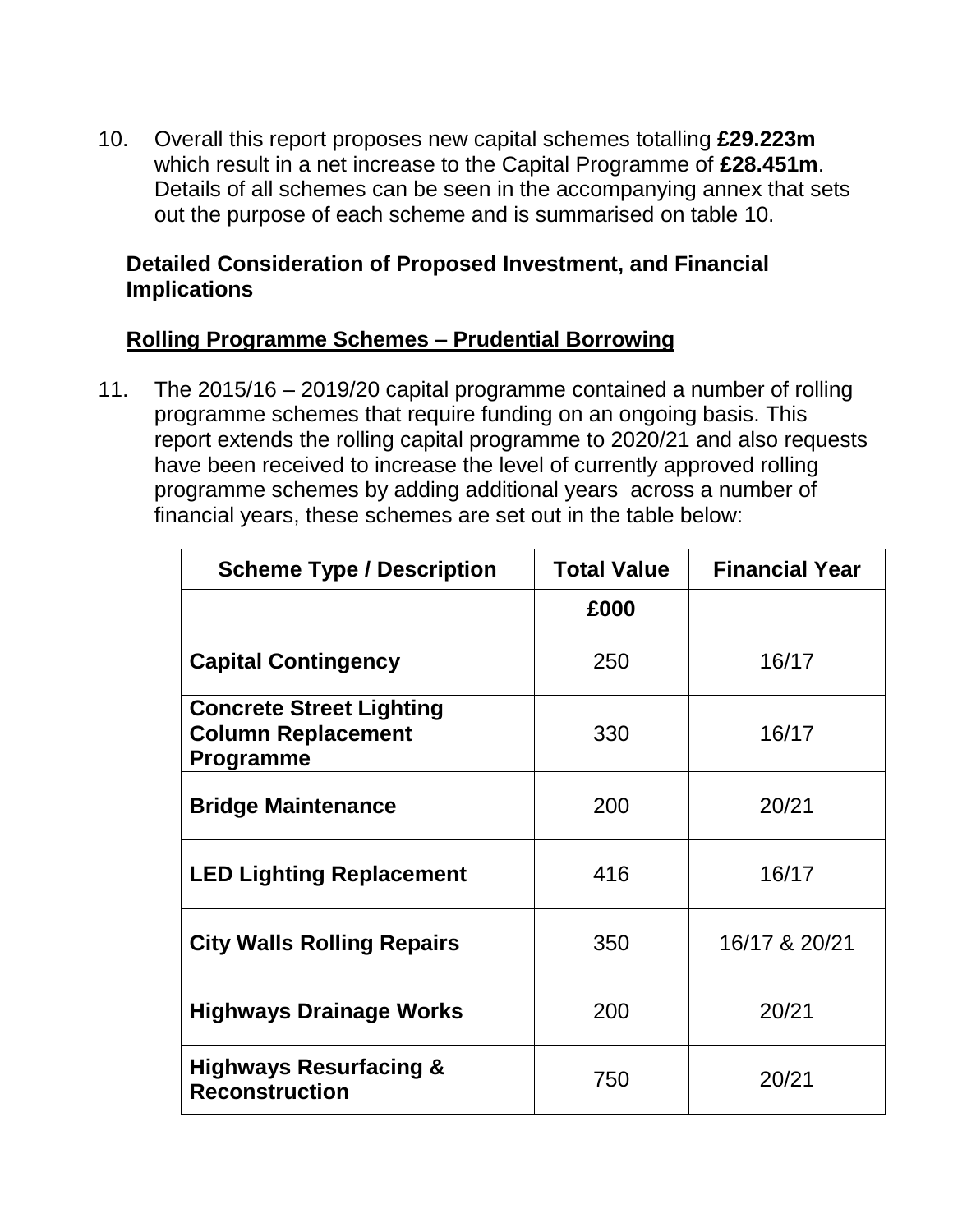10. Overall this report proposes new capital schemes totalling **£29.223m** which result in a net increase to the Capital Programme of **£28.451m**. Details of all schemes can be seen in the accompanying annex that sets out the purpose of each scheme and is summarised on table 10.

**Detailed Consideration of Proposed Investment, and Financial Implications**

**Rolling Programme Schemes – Prudential Borrowing**

11. The 2015/16 – 2019/20 capital programme contained a number of rolling programme schemes that require funding on an ongoing basis. This report extends the rolling capital programme to 2020/21 and also requests have been received to increase the level of currently approved rolling programme schemes by adding additional years across a number of financial years, these schemes are set out in the table below:

| Scheme Type / Description | Total Value | Financial Year |
|---|---|---|
| | £000 | |
| **Capital Contingency** | 250 | 16/17 |
| **Concrete Street Lighting Column Replacement Programme** | 330 | 16/17 |
| **Bridge Maintenance** | 200 | 20/21 |
| **LED Lighting Replacement** | 416 | 16/17 |
| **City Walls Rolling Repairs** | 350 | 16/17 & 20/21 |
| **Highways Drainage Works** | 200 | 20/21 |
| **Highways Resurfacing & Reconstruction** | 750 | 20/21 |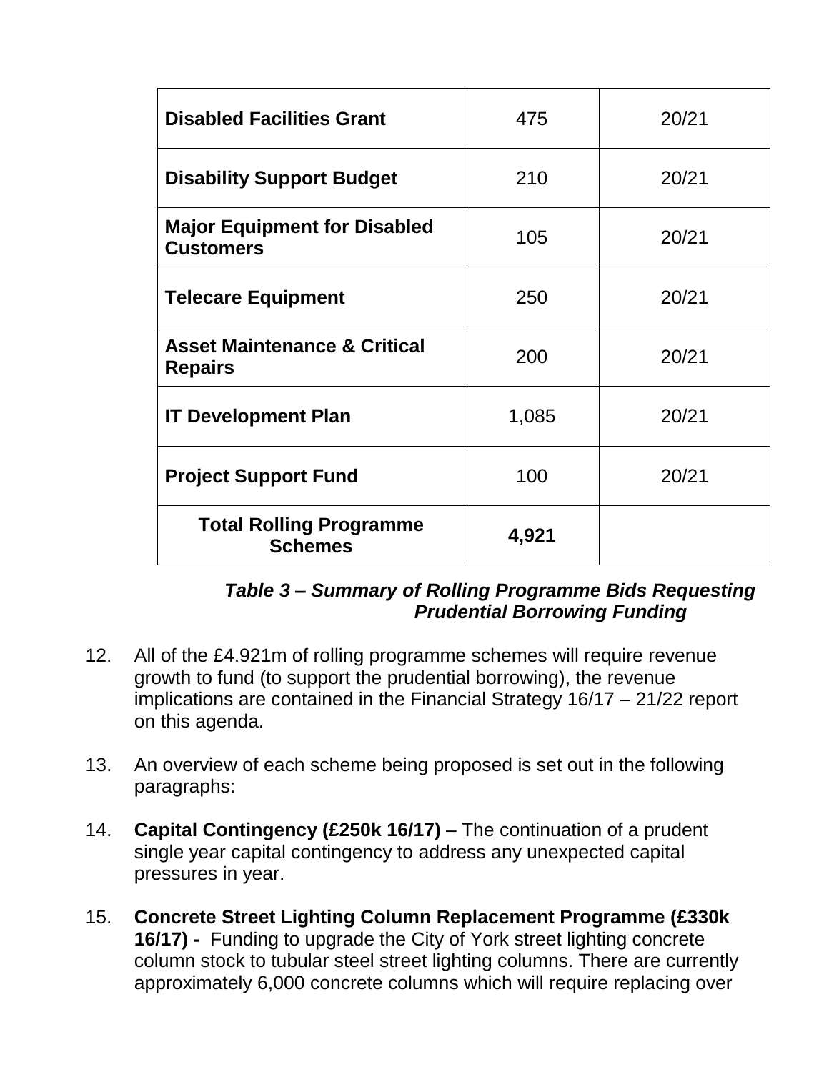| **Disabled Facilities Grant** | 475 | 20/21 |
|---|---|---|
| **Disability Support Budget** | 210 | 20/21 |
| **Major Equipment for Disabled Customers** | 105 | 20/21 |
| **Telecare Equipment** | 250 | 20/21 |
| **Asset Maintenance & Critical Repairs** | 200 | 20/21 |
| **IT Development Plan** | 1,085 | 20/21 |
| **Project Support Fund** | 100 | 20/21 |
| **Total Rolling Programme Schemes** | **4,921** | |

***Table 3 – Summary of Rolling Programme Bids Requesting Prudential Borrowing Funding***

12. All of the £4.921m of rolling programme schemes will require revenue growth to fund (to support the prudential borrowing), the revenue implications are contained in the Financial Strategy 16/17 – 21/22 report on this agenda.

13. An overview of each scheme being proposed is set out in the following paragraphs:

14. **Capital Contingency (£250k 16/17)** – The continuation of a prudent single year capital contingency to address any unexpected capital pressures in year.

15. **Concrete Street Lighting Column Replacement Programme (£330k 16/17) -** Funding to upgrade the City of York street lighting concrete column stock to tubular steel street lighting columns. There are currently approximately 6,000 concrete columns which will require replacing over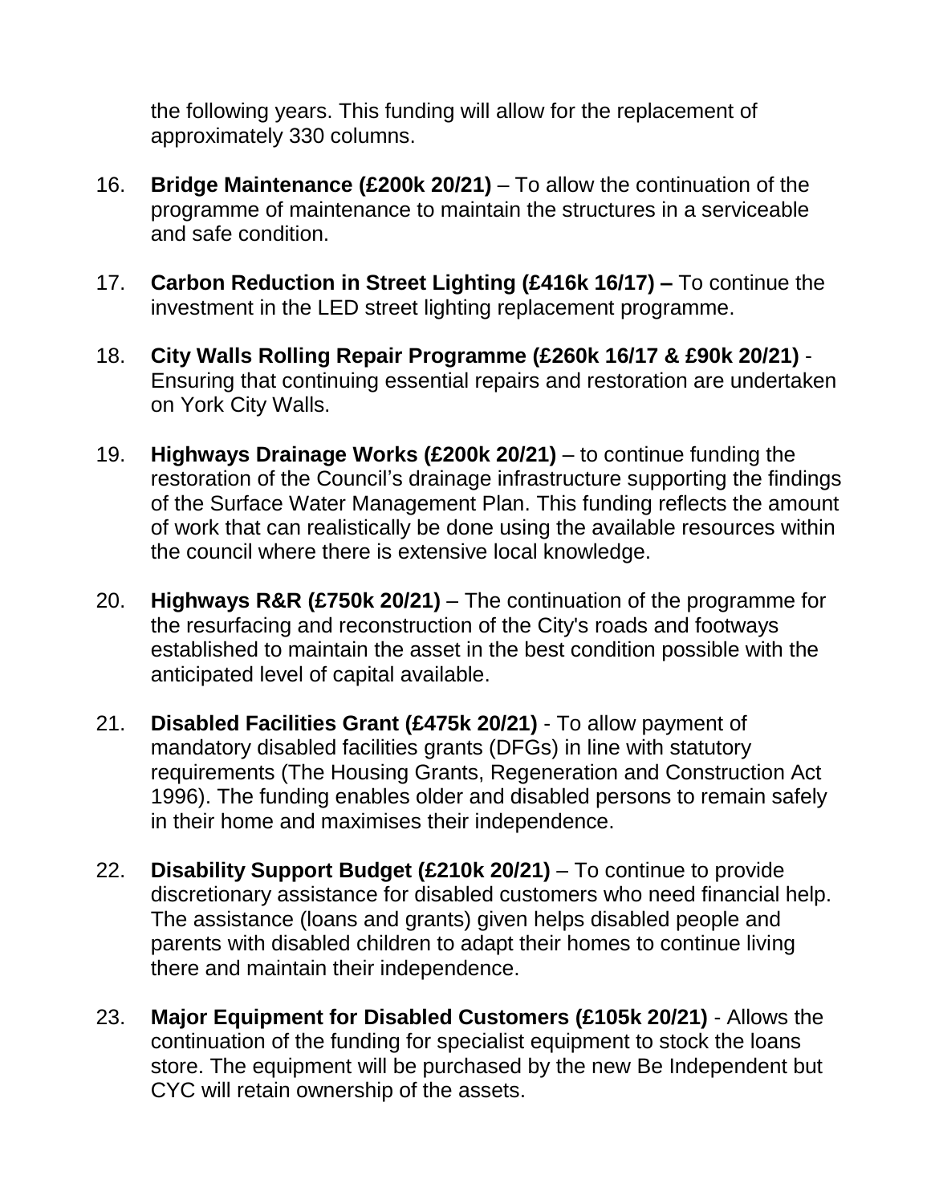the following years. This funding will allow for the replacement of approximately 330 columns.

16. **Bridge Maintenance (£200k 20/21)** – To allow the continuation of the programme of maintenance to maintain the structures in a serviceable and safe condition.

17. **Carbon Reduction in Street Lighting (£416k 16/17) –** To continue the investment in the LED street lighting replacement programme.

18. **City Walls Rolling Repair Programme (£260k 16/17 & £90k 20/21)** - Ensuring that continuing essential repairs and restoration are undertaken on York City Walls.

19. **Highways Drainage Works (£200k 20/21)** – to continue funding the restoration of the Council's drainage infrastructure supporting the findings of the Surface Water Management Plan. This funding reflects the amount of work that can realistically be done using the available resources within the council where there is extensive local knowledge.

20. **Highways R&R (£750k 20/21)** – The continuation of the programme for the resurfacing and reconstruction of the City's roads and footways established to maintain the asset in the best condition possible with the anticipated level of capital available.

21. **Disabled Facilities Grant (£475k 20/21)** - To allow payment of mandatory disabled facilities grants (DFGs) in line with statutory requirements (The Housing Grants, Regeneration and Construction Act 1996). The funding enables older and disabled persons to remain safely in their home and maximises their independence.

22. **Disability Support Budget (£210k 20/21)** – To continue to provide discretionary assistance for disabled customers who need financial help. The assistance (loans and grants) given helps disabled people and parents with disabled children to adapt their homes to continue living there and maintain their independence.

23. **Major Equipment for Disabled Customers (£105k 20/21)** - Allows the continuation of the funding for specialist equipment to stock the loans store. The equipment will be purchased by the new Be Independent but CYC will retain ownership of the assets.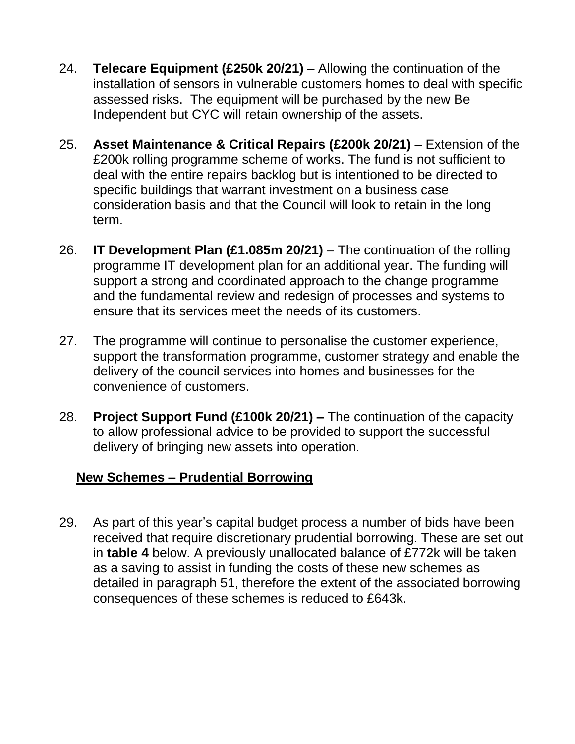24. **Telecare Equipment (£250k 20/21)** – Allowing the continuation of the installation of sensors in vulnerable customers homes to deal with specific assessed risks. The equipment will be purchased by the new Be Independent but CYC will retain ownership of the assets.

25. **Asset Maintenance & Critical Repairs (£200k 20/21)** – Extension of the £200k rolling programme scheme of works. The fund is not sufficient to deal with the entire repairs backlog but is intentioned to be directed to specific buildings that warrant investment on a business case consideration basis and that the Council will look to retain in the long term.

26. **IT Development Plan (£1.085m 20/21)** – The continuation of the rolling programme IT development plan for an additional year. The funding will support a strong and coordinated approach to the change programme and the fundamental review and redesign of processes and systems to ensure that its services meet the needs of its customers.

27. The programme will continue to personalise the customer experience, support the transformation programme, customer strategy and enable the delivery of the council services into homes and businesses for the convenience of customers.

28. **Project Support Fund (£100k 20/21) –** The continuation of the capacity to allow professional advice to be provided to support the successful delivery of bringing new assets into operation.

## <u>New Schemes – Prudential Borrowing</u>

29. As part of this year's capital budget process a number of bids have been received that require discretionary prudential borrowing. These are set out in **table 4** below. A previously unallocated balance of £772k will be taken as a saving to assist in funding the costs of these new schemes as detailed in paragraph 51, therefore the extent of the associated borrowing consequences of these schemes is reduced to £643k.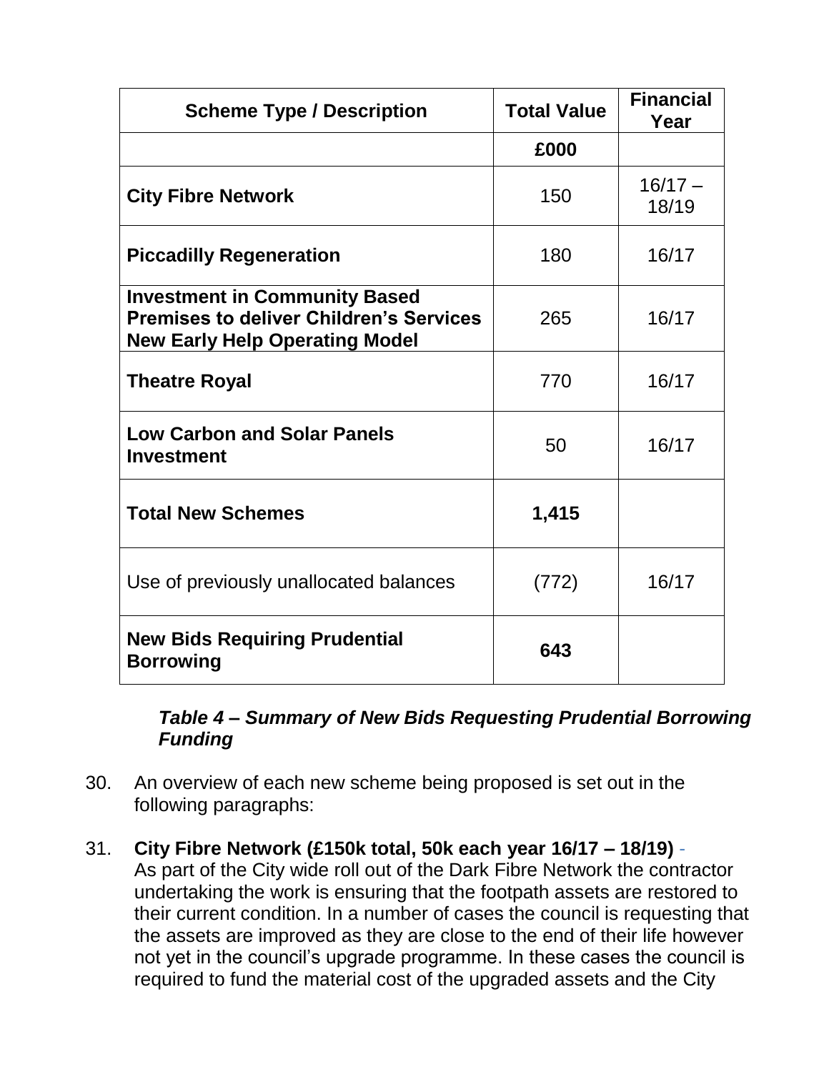| **Scheme Type / Description** | **Total Value** | **Financial Year** |
|---|---|---|
| | **£000** | |
| **City Fibre Network** | 150 | 16/17 – 18/19 |
| **Piccadilly Regeneration** | 180 | 16/17 |
| **Investment in Community Based Premises to deliver Children's Services New Early Help Operating Model** | 265 | 16/17 |
| **Theatre Royal** | 770 | 16/17 |
| **Low Carbon and Solar Panels Investment** | 50 | 16/17 |
| **Total New Schemes** | **1,415** | |
| Use of previously unallocated balances | (772) | 16/17 |
| **New Bids Requiring Prudential Borrowing** | **643** | |

***Table 4 – Summary of New Bids Requesting Prudential Borrowing Funding***

30. An overview of each new scheme being proposed is set out in the following paragraphs:

31. **City Fibre Network (£150k total, 50k each year 16/17 – 18/19)** - As part of the City wide roll out of the Dark Fibre Network the contractor undertaking the work is ensuring that the footpath assets are restored to their current condition. In a number of cases the council is requesting that the assets are improved as they are close to the end of their life however not yet in the council's upgrade programme. In these cases the council is required to fund the material cost of the upgraded assets and the City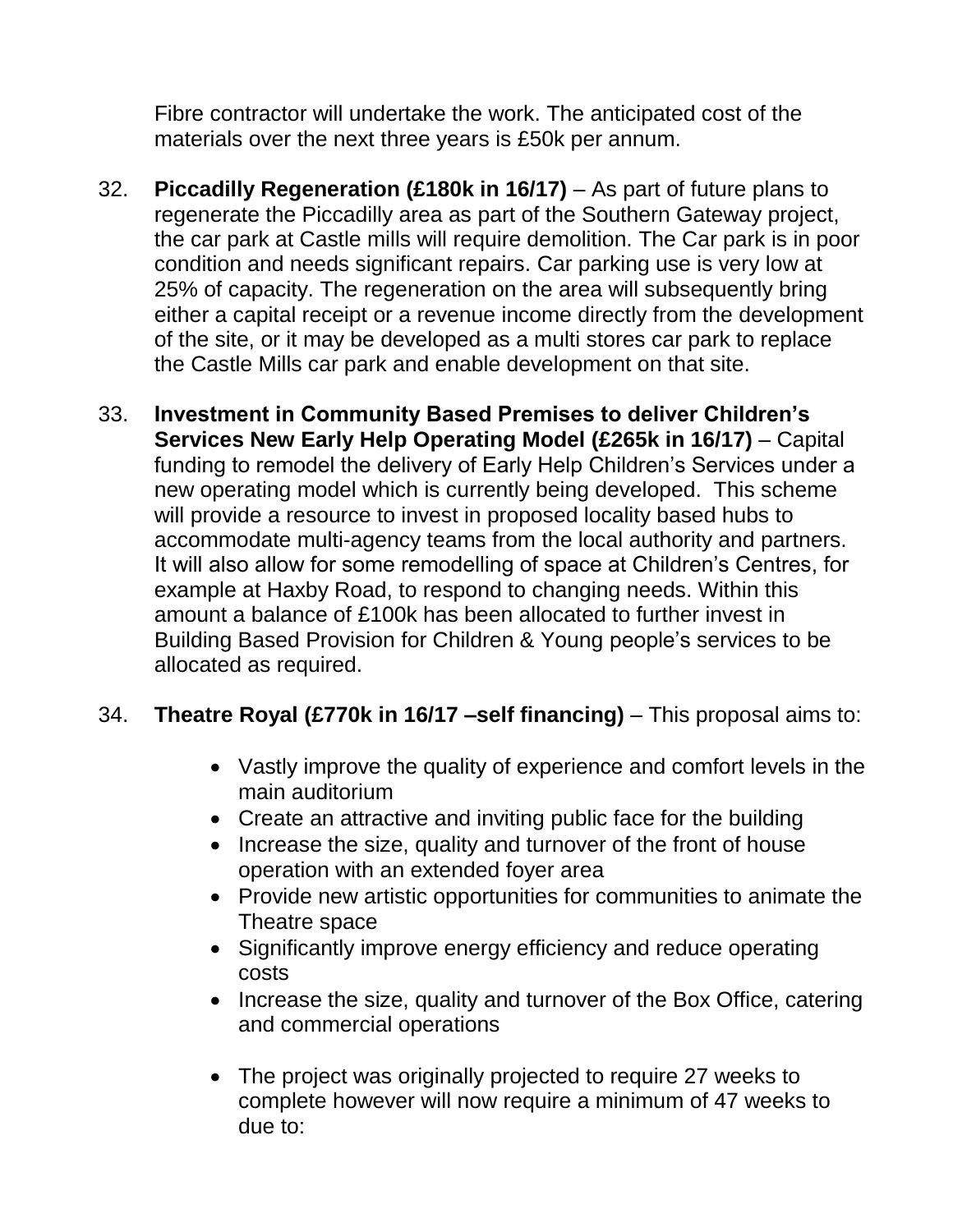Fibre contractor will undertake the work. The anticipated cost of the materials over the next three years is £50k per annum.

32. **Piccadilly Regeneration (£180k in 16/17)** – As part of future plans to regenerate the Piccadilly area as part of the Southern Gateway project, the car park at Castle mills will require demolition. The Car park is in poor condition and needs significant repairs. Car parking use is very low at 25% of capacity. The regeneration on the area will subsequently bring either a capital receipt or a revenue income directly from the development of the site, or it may be developed as a multi stores car park to replace the Castle Mills car park and enable development on that site.

33. **Investment in Community Based Premises to deliver Children's Services New Early Help Operating Model (£265k in 16/17)** – Capital funding to remodel the delivery of Early Help Children's Services under a new operating model which is currently being developed. This scheme will provide a resource to invest in proposed locality based hubs to accommodate multi-agency teams from the local authority and partners. It will also allow for some remodelling of space at Children's Centres, for example at Haxby Road, to respond to changing needs. Within this amount a balance of £100k has been allocated to further invest in Building Based Provision for Children & Young people's services to be allocated as required.

34. **Theatre Royal (£770k in 16/17 –self financing)** – This proposal aims to:

    - Vastly improve the quality of experience and comfort levels in the main auditorium
    - Create an attractive and inviting public face for the building
    - Increase the size, quality and turnover of the front of house operation with an extended foyer area
    - Provide new artistic opportunities for communities to animate the Theatre space
    - Significantly improve energy efficiency and reduce operating costs
    - Increase the size, quality and turnover of the Box Office, catering and commercial operations

    - The project was originally projected to require 27 weeks to complete however will now require a minimum of 47 weeks to due to: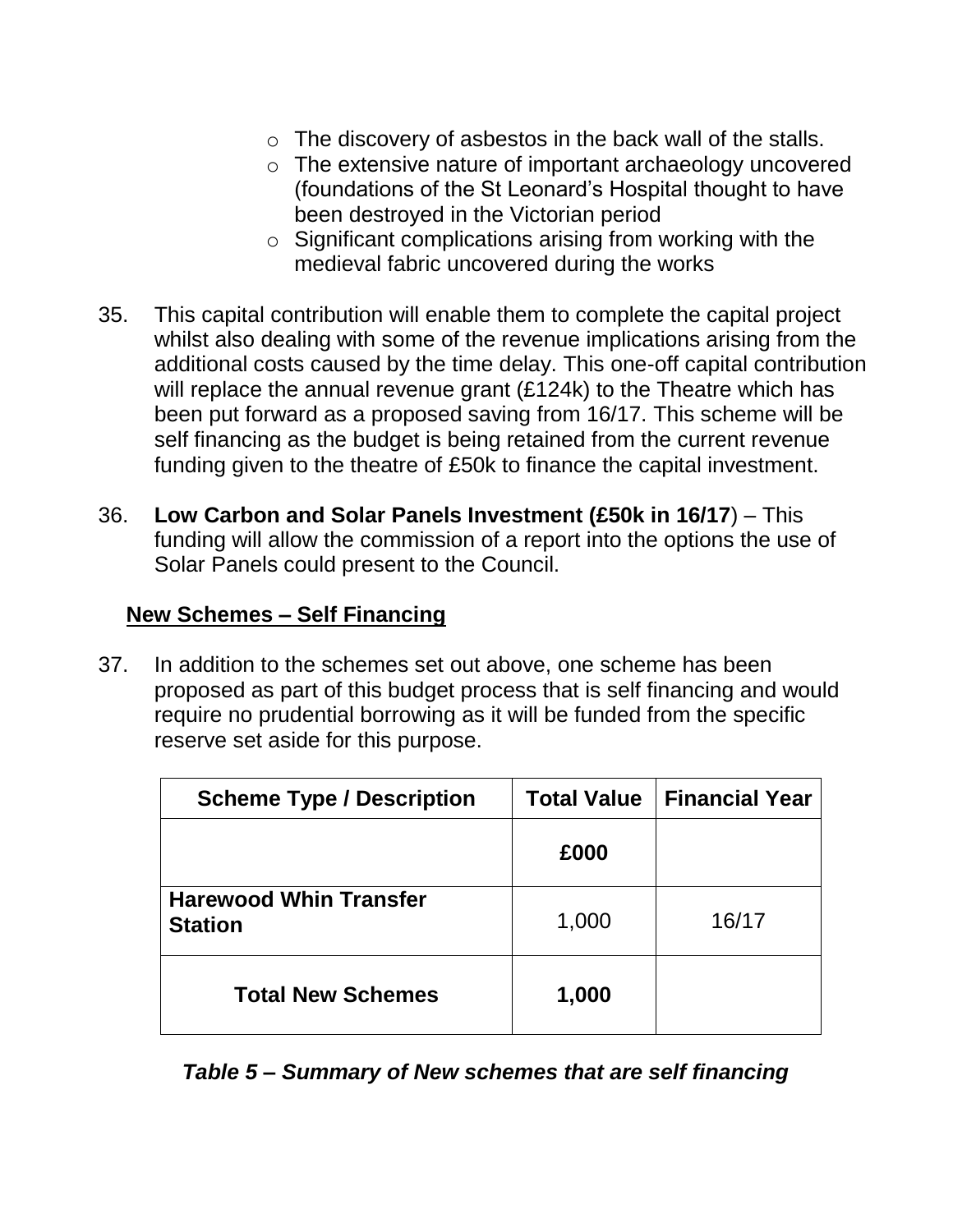- The discovery of asbestos in the back wall of the stalls.
- The extensive nature of important archaeology uncovered (foundations of the St Leonard's Hospital thought to have been destroyed in the Victorian period
- Significant complications arising from working with the medieval fabric uncovered during the works

35. This capital contribution will enable them to complete the capital project whilst also dealing with some of the revenue implications arising from the additional costs caused by the time delay. This one-off capital contribution will replace the annual revenue grant (£124k) to the Theatre which has been put forward as a proposed saving from 16/17. This scheme will be self financing as the budget is being retained from the current revenue funding given to the theatre of £50k to finance the capital investment.

36. **Low Carbon and Solar Panels Investment (£50k in 16/17**) – This funding will allow the commission of a report into the options the use of Solar Panels could present to the Council.

**New Schemes – Self Financing**

37. In addition to the schemes set out above, one scheme has been proposed as part of this budget process that is self financing and would require no prudential borrowing as it will be funded from the specific reserve set aside for this purpose.

| Scheme Type / Description | Total Value | Financial Year |
|---|---|---|
| | **£000** | |
| **Harewood Whin Transfer Station** | 1,000 | 16/17 |
| **Total New Schemes** | **1,000** | |

***Table 5 – Summary of New schemes that are self financing***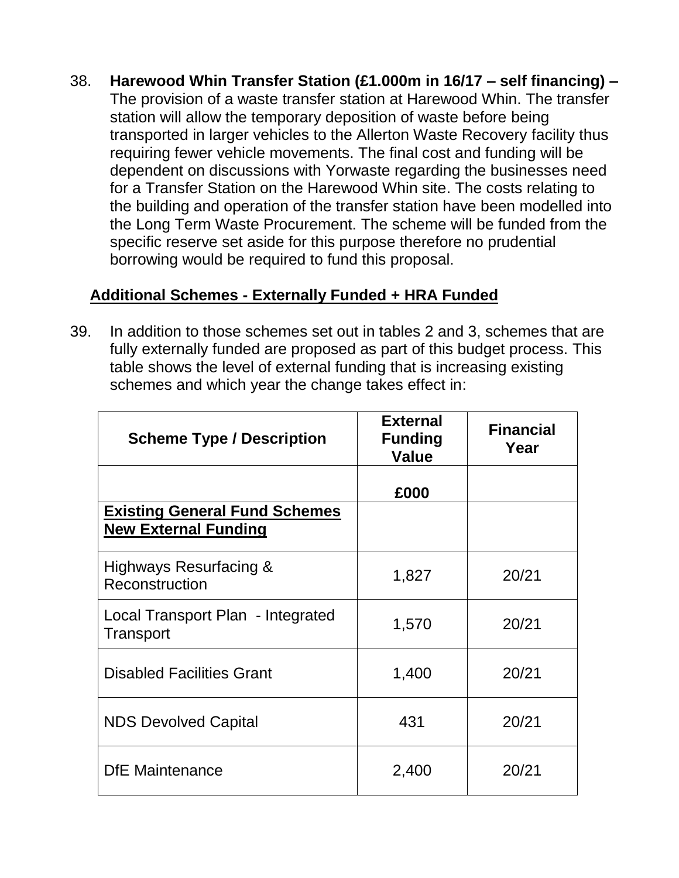38. **Harewood Whin Transfer Station (£1.000m in 16/17 – self financing) –** The provision of a waste transfer station at Harewood Whin. The transfer station will allow the temporary deposition of waste before being transported in larger vehicles to the Allerton Waste Recovery facility thus requiring fewer vehicle movements. The final cost and funding will be dependent on discussions with Yorwaste regarding the businesses need for a Transfer Station on the Harewood Whin site. The costs relating to the building and operation of the transfer station have been modelled into the Long Term Waste Procurement. The scheme will be funded from the specific reserve set aside for this purpose therefore no prudential borrowing would be required to fund this proposal.

## Additional Schemes - Externally Funded + HRA Funded

39. In addition to those schemes set out in tables 2 and 3, schemes that are fully externally funded are proposed as part of this budget process. This table shows the level of external funding that is increasing existing schemes and which year the change takes effect in:

| Scheme Type / Description | External Funding Value | Financial Year |
|---|---|---|
| | £000 | |
| **Existing General Fund Schemes New External Funding** | | |
| Highways Resurfacing & Reconstruction | 1,827 | 20/21 |
| Local Transport Plan - Integrated Transport | 1,570 | 20/21 |
| Disabled Facilities Grant | 1,400 | 20/21 |
| NDS Devolved Capital | 431 | 20/21 |
| DfE Maintenance | 2,400 | 20/21 |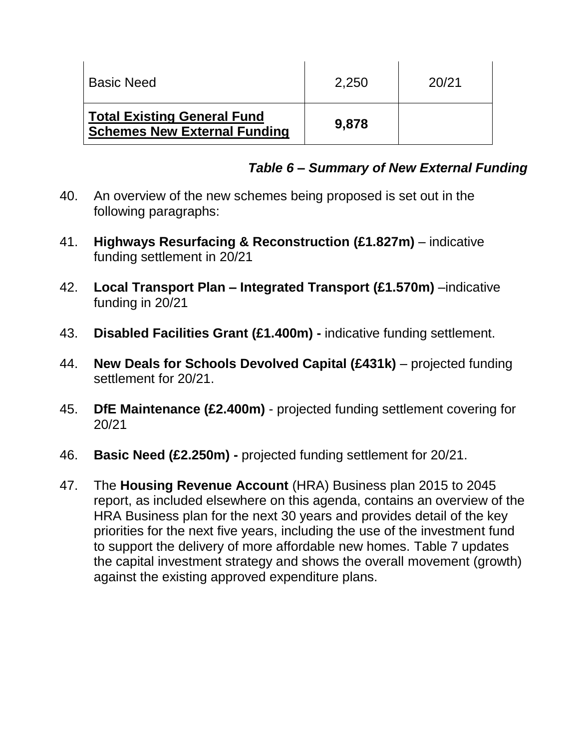| | | |
|---|---|---|
| Basic Need | 2,250 | 20/21 |
| **Total Existing General Fund Schemes New External Funding** | **9,878** | |

***Table 6 – Summary of New External Funding***

40. An overview of the new schemes being proposed is set out in the following paragraphs:

41. **Highways Resurfacing & Reconstruction (£1.827m)** – indicative funding settlement in 20/21

42. **Local Transport Plan – Integrated Transport (£1.570m)** –indicative funding in 20/21

43. **Disabled Facilities Grant (£1.400m) -** indicative funding settlement.

44. **New Deals for Schools Devolved Capital (£431k)** – projected funding settlement for 20/21.

45. **DfE Maintenance (£2.400m)** - projected funding settlement covering for 20/21

46. **Basic Need (£2.250m) -** projected funding settlement for 20/21.

47. The **Housing Revenue Account** (HRA) Business plan 2015 to 2045 report, as included elsewhere on this agenda, contains an overview of the HRA Business plan for the next 30 years and provides detail of the key priorities for the next five years, including the use of the investment fund to support the delivery of more affordable new homes. Table 7 updates the capital investment strategy and shows the overall movement (growth) against the existing approved expenditure plans.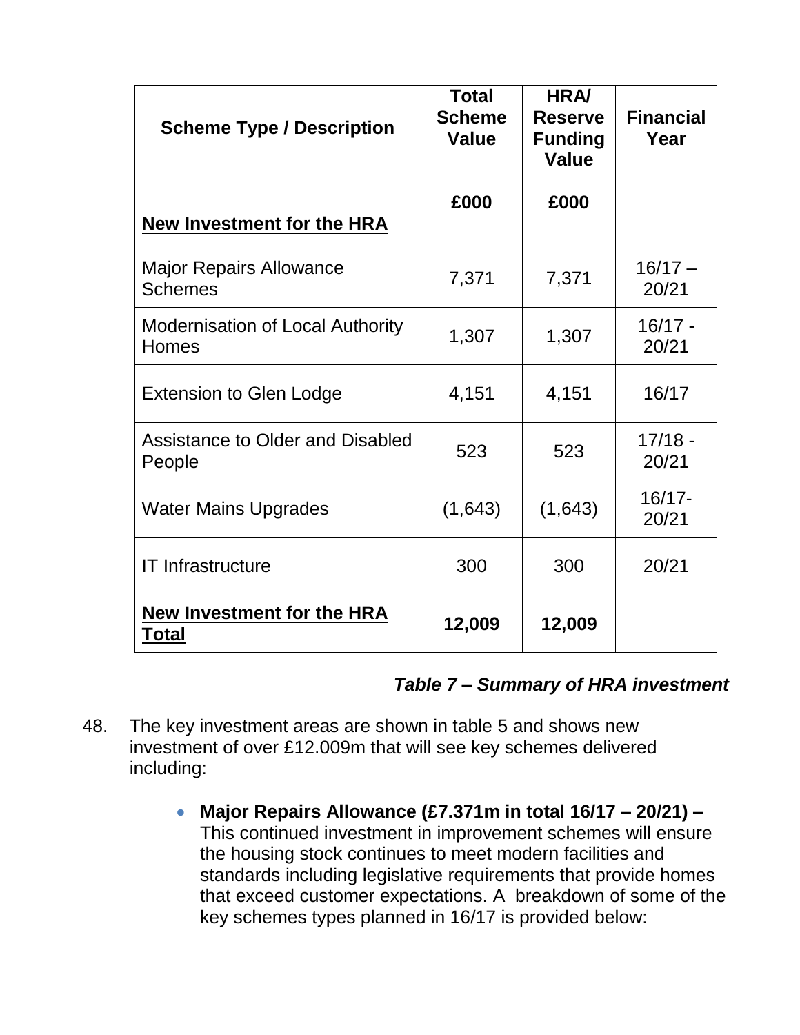| Scheme Type / Description | Total Scheme Value | HRA/ Reserve Funding Value | Financial Year |
|---|---|---|---|
| | £000 | £000 | |
| **New Investment for the HRA** | | | |
| Major Repairs Allowance Schemes | 7,371 | 7,371 | 16/17 – 20/21 |
| Modernisation of Local Authority Homes | 1,307 | 1,307 | 16/17 - 20/21 |
| Extension to Glen Lodge | 4,151 | 4,151 | 16/17 |
| Assistance to Older and Disabled People | 523 | 523 | 17/18 - 20/21 |
| Water Mains Upgrades | (1,643) | (1,643) | 16/17- 20/21 |
| IT Infrastructure | 300 | 300 | 20/21 |
| **New Investment for the HRA Total** | **12,009** | **12,009** | |

***Table 7 – Summary of HRA investment***

48. The key investment areas are shown in table 5 and shows new investment of over £12.009m that will see key schemes delivered including:

    - **Major Repairs Allowance (£7.371m in total 16/17 – 20/21) –** This continued investment in improvement schemes will ensure the housing stock continues to meet modern facilities and standards including legislative requirements that provide homes that exceed customer expectations. A breakdown of some of the key schemes types planned in 16/17 is provided below: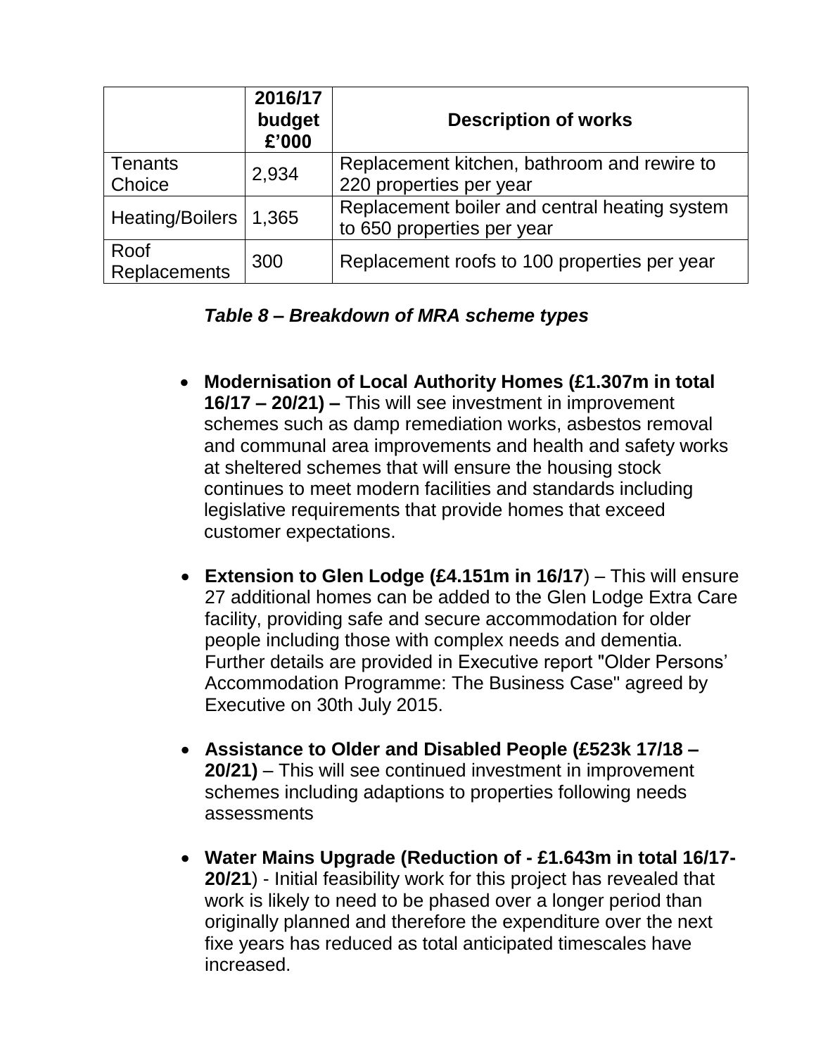| | 2016/17 budget £'000 | Description of works |
|---|---|---|
| Tenants Choice | 2,934 | Replacement kitchen, bathroom and rewire to 220 properties per year |
| Heating/Boilers | 1,365 | Replacement boiler and central heating system to 650 properties per year |
| Roof Replacements | 300 | Replacement roofs to 100 properties per year |

***Table 8 – Breakdown of MRA scheme types***

- **Modernisation of Local Authority Homes (£1.307m in total 16/17 – 20/21) –** This will see investment in improvement schemes such as damp remediation works, asbestos removal and communal area improvements and health and safety works at sheltered schemes that will ensure the housing stock continues to meet modern facilities and standards including legislative requirements that provide homes that exceed customer expectations.

- **Extension to Glen Lodge (£4.151m in 16/17**) – This will ensure 27 additional homes can be added to the Glen Lodge Extra Care facility, providing safe and secure accommodation for older people including those with complex needs and dementia. Further details are provided in Executive report "Older Persons' Accommodation Programme: The Business Case" agreed by Executive on 30th July 2015.

- **Assistance to Older and Disabled People (£523k 17/18 – 20/21)** – This will see continued investment in improvement schemes including adaptions to properties following needs assessments

- **Water Mains Upgrade (Reduction of - £1.643m in total 16/17-20/21**) - Initial feasibility work for this project has revealed that work is likely to need to be phased over a longer period than originally planned and therefore the expenditure over the next fixe years has reduced as total anticipated timescales have increased.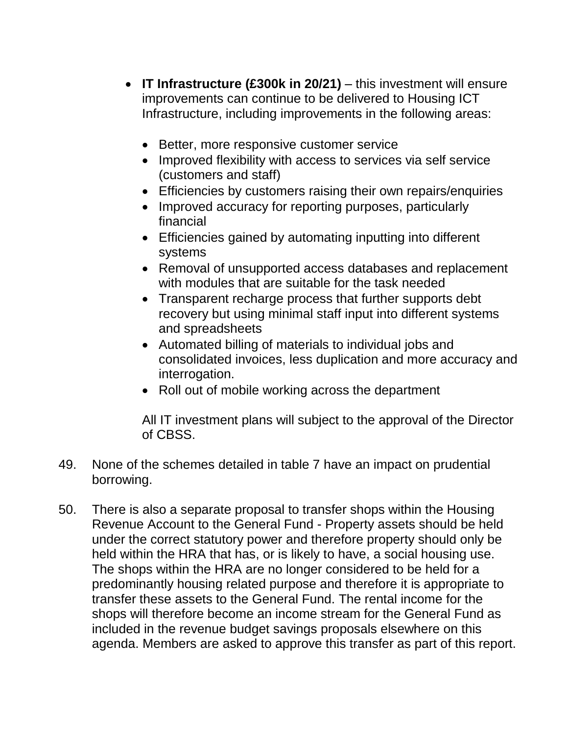- **IT Infrastructure (£300k in 20/21)** – this investment will ensure improvements can continue to be delivered to Housing ICT Infrastructure, including improvements in the following areas:

  - Better, more responsive customer service
  - Improved flexibility with access to services via self service (customers and staff)
  - Efficiencies by customers raising their own repairs/enquiries
  - Improved accuracy for reporting purposes, particularly financial
  - Efficiencies gained by automating inputting into different systems
  - Removal of unsupported access databases and replacement with modules that are suitable for the task needed
  - Transparent recharge process that further supports debt recovery but using minimal staff input into different systems and spreadsheets
  - Automated billing of materials to individual jobs and consolidated invoices, less duplication and more accuracy and interrogation.
  - Roll out of mobile working across the department

  All IT investment plans will subject to the approval of the Director of CBSS.

49. None of the schemes detailed in table 7 have an impact on prudential borrowing.

50. There is also a separate proposal to transfer shops within the Housing Revenue Account to the General Fund - Property assets should be held under the correct statutory power and therefore property should only be held within the HRA that has, or is likely to have, a social housing use. The shops within the HRA are no longer considered to be held for a predominantly housing related purpose and therefore it is appropriate to transfer these assets to the General Fund. The rental income for the shops will therefore become an income stream for the General Fund as included in the revenue budget savings proposals elsewhere on this agenda. Members are asked to approve this transfer as part of this report.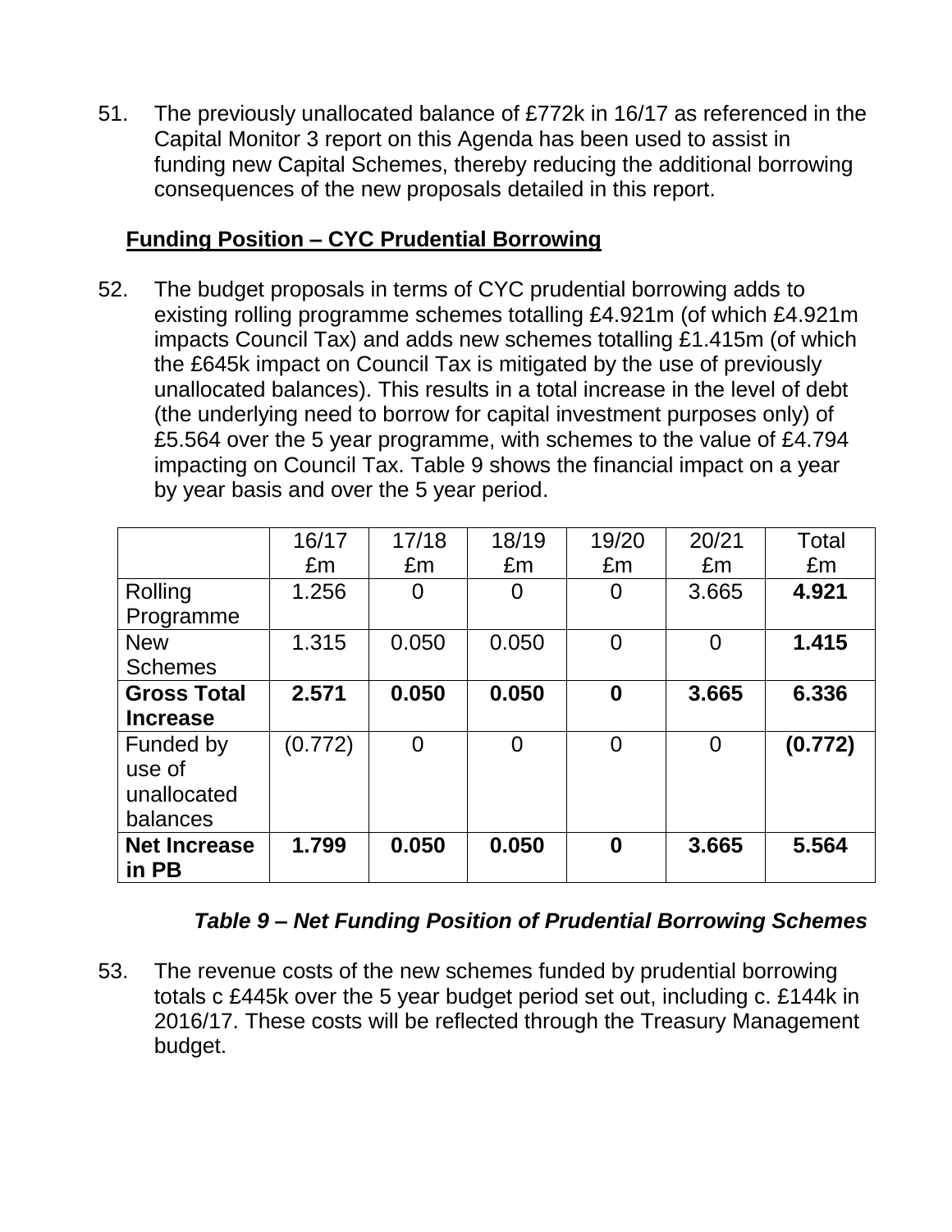51. The previously unallocated balance of £772k in 16/17 as referenced in the Capital Monitor 3 report on this Agenda has been used to assist in funding new Capital Schemes, thereby reducing the additional borrowing consequences of the new proposals detailed in this report.

**Funding Position – CYC Prudential Borrowing**

52. The budget proposals in terms of CYC prudential borrowing adds to existing rolling programme schemes totalling £4.921m (of which £4.921m impacts Council Tax) and adds new schemes totalling £1.415m (of which the £645k impact on Council Tax is mitigated by the use of previously unallocated balances). This results in a total increase in the level of debt (the underlying need to borrow for capital investment purposes only) of £5.564 over the 5 year programme, with schemes to the value of £4.794 impacting on Council Tax. Table 9 shows the financial impact on a year by year basis and over the 5 year period.

| | 16/17 £m | 17/18 £m | 18/19 £m | 19/20 £m | 20/21 £m | Total £m |
|---|---|---|---|---|---|---|
| Rolling Programme | 1.256 | 0 | 0 | 0 | 3.665 | **4.921** |
| New Schemes | 1.315 | 0.050 | 0.050 | 0 | 0 | **1.415** |
| **Gross Total Increase** | **2.571** | **0.050** | **0.050** | **0** | **3.665** | **6.336** |
| Funded by use of unallocated balances | (0.772) | 0 | 0 | 0 | 0 | **(0.772)** |
| **Net Increase in PB** | **1.799** | **0.050** | **0.050** | **0** | **3.665** | **5.564** |

***Table 9 – Net Funding Position of Prudential Borrowing Schemes***

53. The revenue costs of the new schemes funded by prudential borrowing totals c £445k over the 5 year budget period set out, including c. £144k in 2016/17. These costs will be reflected through the Treasury Management budget.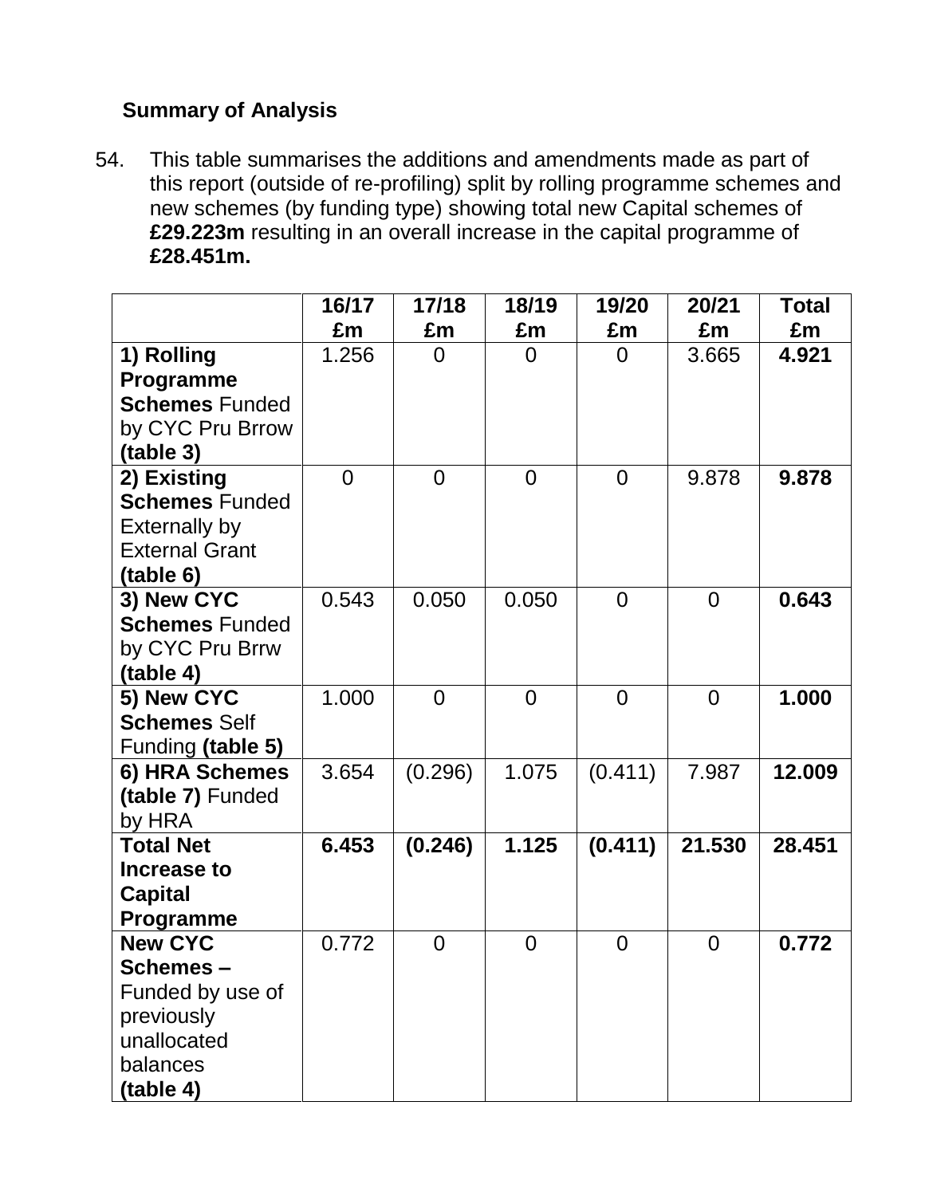**Summary of Analysis**

54. This table summarises the additions and amendments made as part of this report (outside of re-profiling) split by rolling programme schemes and new schemes (by funding type) showing total new Capital schemes of **£29.223m** resulting in an overall increase in the capital programme of **£28.451m.**

| | **16/17 £m** | **17/18 £m** | **18/19 £m** | **19/20 £m** | **20/21 £m** | **Total £m** |
|---|---|---|---|---|---|---|
| **1) Rolling Programme Schemes** Funded by CYC Pru Brrow **(table 3)** | 1.256 | 0 | 0 | 0 | 3.665 | **4.921** |
| **2) Existing Schemes** Funded Externally by External Grant **(table 6)** | 0 | 0 | 0 | 0 | 9.878 | **9.878** |
| **3) New CYC Schemes** Funded by CYC Pru Brrw **(table 4)** | 0.543 | 0.050 | 0.050 | 0 | 0 | **0.643** |
| **5) New CYC Schemes** Self Funding **(table 5)** | 1.000 | 0 | 0 | 0 | 0 | **1.000** |
| **6) HRA Schemes (table 7)** Funded by HRA | 3.654 | (0.296) | 1.075 | (0.411) | 7.987 | **12.009** |
| **Total Net Increase to Capital Programme** | **6.453** | **(0.246)** | **1.125** | **(0.411)** | **21.530** | **28.451** |
| **New CYC Schemes –** Funded by use of previously unallocated balances **(table 4)** | 0.772 | 0 | 0 | 0 | 0 | **0.772** |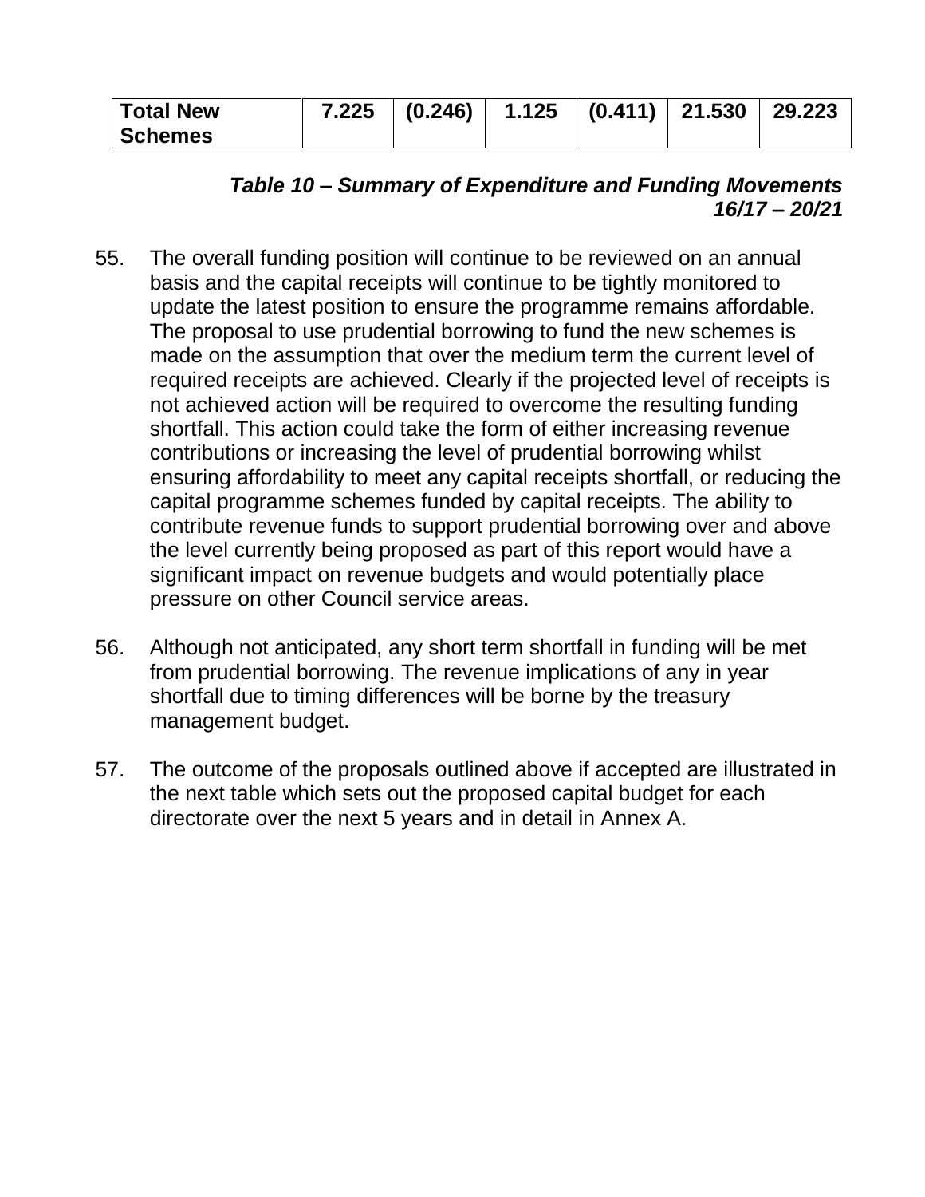| Total New Schemes | 7.225 | (0.246) | 1.125 | (0.411) | 21.530 | 29.223 |
|---|---|---|---|---|---|---|

***Table 10 – Summary of Expenditure and Funding Movements 16/17 – 20/21***

55. The overall funding position will continue to be reviewed on an annual basis and the capital receipts will continue to be tightly monitored to update the latest position to ensure the programme remains affordable. The proposal to use prudential borrowing to fund the new schemes is made on the assumption that over the medium term the current level of required receipts are achieved. Clearly if the projected level of receipts is not achieved action will be required to overcome the resulting funding shortfall. This action could take the form of either increasing revenue contributions or increasing the level of prudential borrowing whilst ensuring affordability to meet any capital receipts shortfall, or reducing the capital programme schemes funded by capital receipts. The ability to contribute revenue funds to support prudential borrowing over and above the level currently being proposed as part of this report would have a significant impact on revenue budgets and would potentially place pressure on other Council service areas.

56. Although not anticipated, any short term shortfall in funding will be met from prudential borrowing. The revenue implications of any in year shortfall due to timing differences will be borne by the treasury management budget.

57. The outcome of the proposals outlined above if accepted are illustrated in the next table which sets out the proposed capital budget for each directorate over the next 5 years and in detail in Annex A.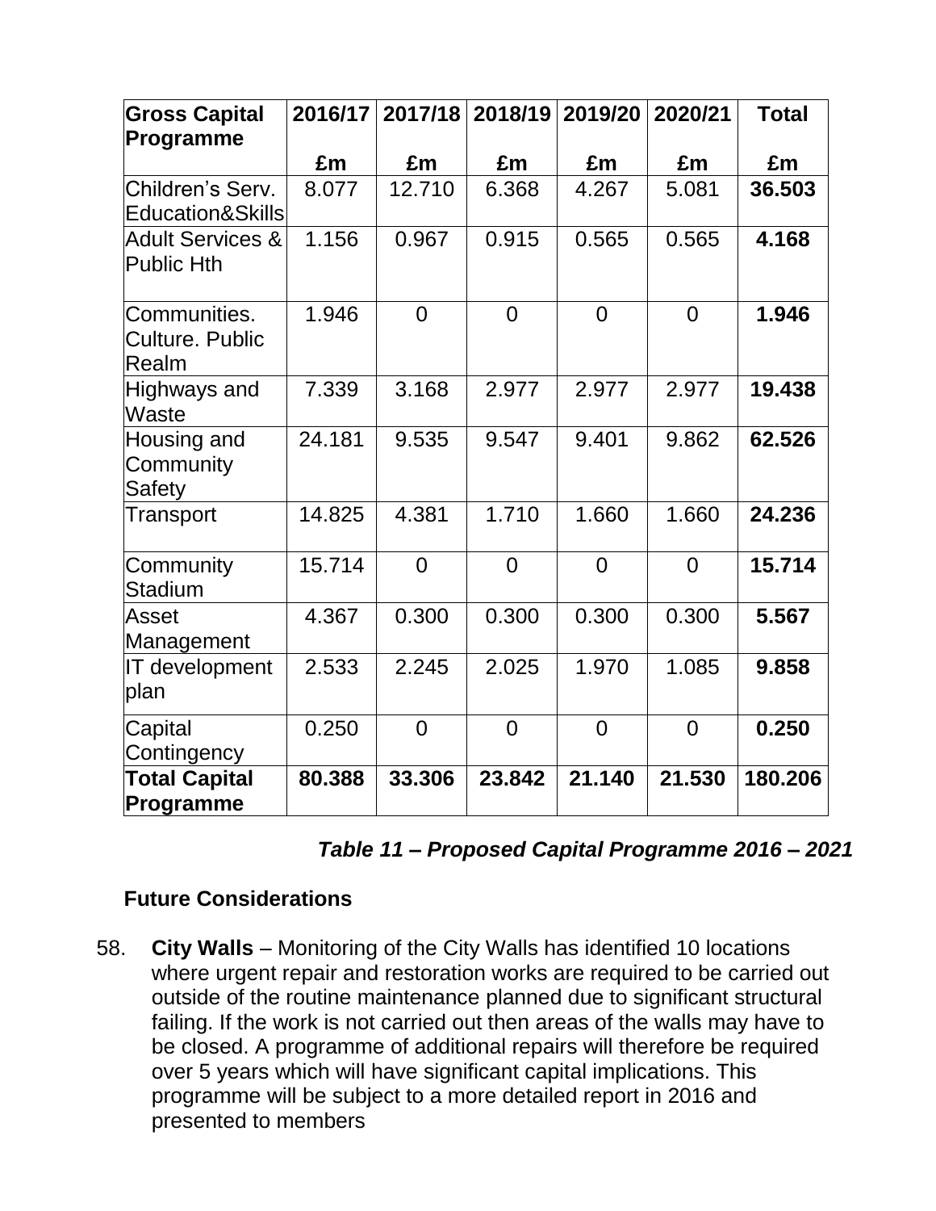| Gross Capital Programme | 2016/17 | 2017/18 | 2018/19 | 2019/20 | 2020/21 | Total |
|---|---|---|---|---|---|---|
| | £m | £m | £m | £m | £m | £m |
| Children's Serv. Education&Skills | 8.077 | 12.710 | 6.368 | 4.267 | 5.081 | **36.503** |
| Adult Services & Public Hth | 1.156 | 0.967 | 0.915 | 0.565 | 0.565 | **4.168** |
| Communities. Culture. Public Realm | 1.946 | 0 | 0 | 0 | 0 | **1.946** |
| Highways and Waste | 7.339 | 3.168 | 2.977 | 2.977 | 2.977 | **19.438** |
| Housing and Community Safety | 24.181 | 9.535 | 9.547 | 9.401 | 9.862 | **62.526** |
| Transport | 14.825 | 4.381 | 1.710 | 1.660 | 1.660 | **24.236** |
| Community Stadium | 15.714 | 0 | 0 | 0 | 0 | **15.714** |
| Asset Management | 4.367 | 0.300 | 0.300 | 0.300 | 0.300 | **5.567** |
| IT development plan | 2.533 | 2.245 | 2.025 | 1.970 | 1.085 | **9.858** |
| Capital Contingency | 0.250 | 0 | 0 | 0 | 0 | **0.250** |
| **Total Capital Programme** | **80.388** | **33.306** | **23.842** | **21.140** | **21.530** | **180.206** |

***Table 11 – Proposed Capital Programme 2016 – 2021***

### Future Considerations

58. **City Walls** – Monitoring of the City Walls has identified 10 locations where urgent repair and restoration works are required to be carried out outside of the routine maintenance planned due to significant structural failing. If the work is not carried out then areas of the walls may have to be closed. A programme of additional repairs will therefore be required over 5 years which will have significant capital implications. This programme will be subject to a more detailed report in 2016 and presented to members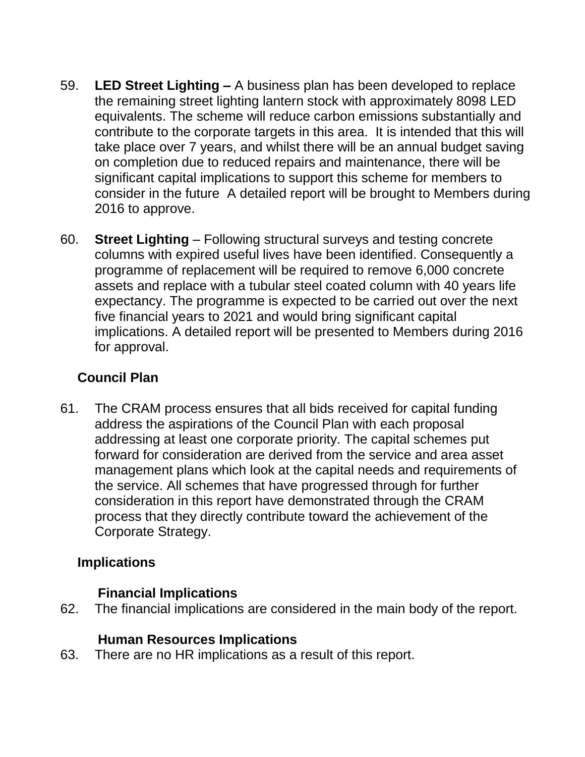59. **LED Street Lighting –** A business plan has been developed to replace the remaining street lighting lantern stock with approximately 8098 LED equivalents. The scheme will reduce carbon emissions substantially and contribute to the corporate targets in this area. It is intended that this will take place over 7 years, and whilst there will be an annual budget saving on completion due to reduced repairs and maintenance, there will be significant capital implications to support this scheme for members to consider in the future A detailed report will be brought to Members during 2016 to approve.

60. **Street Lighting** – Following structural surveys and testing concrete columns with expired useful lives have been identified. Consequently a programme of replacement will be required to remove 6,000 concrete assets and replace with a tubular steel coated column with 40 years life expectancy. The programme is expected to be carried out over the next five financial years to 2021 and would bring significant capital implications. A detailed report will be presented to Members during 2016 for approval.

### Council Plan

61. The CRAM process ensures that all bids received for capital funding address the aspirations of the Council Plan with each proposal addressing at least one corporate priority. The capital schemes put forward for consideration are derived from the service and area asset management plans which look at the capital needs and requirements of the service. All schemes that have progressed through for further consideration in this report have demonstrated through the CRAM process that they directly contribute toward the achievement of the Corporate Strategy.

### Implications

#### Financial Implications

62. The financial implications are considered in the main body of the report.

#### Human Resources Implications

63. There are no HR implications as a result of this report.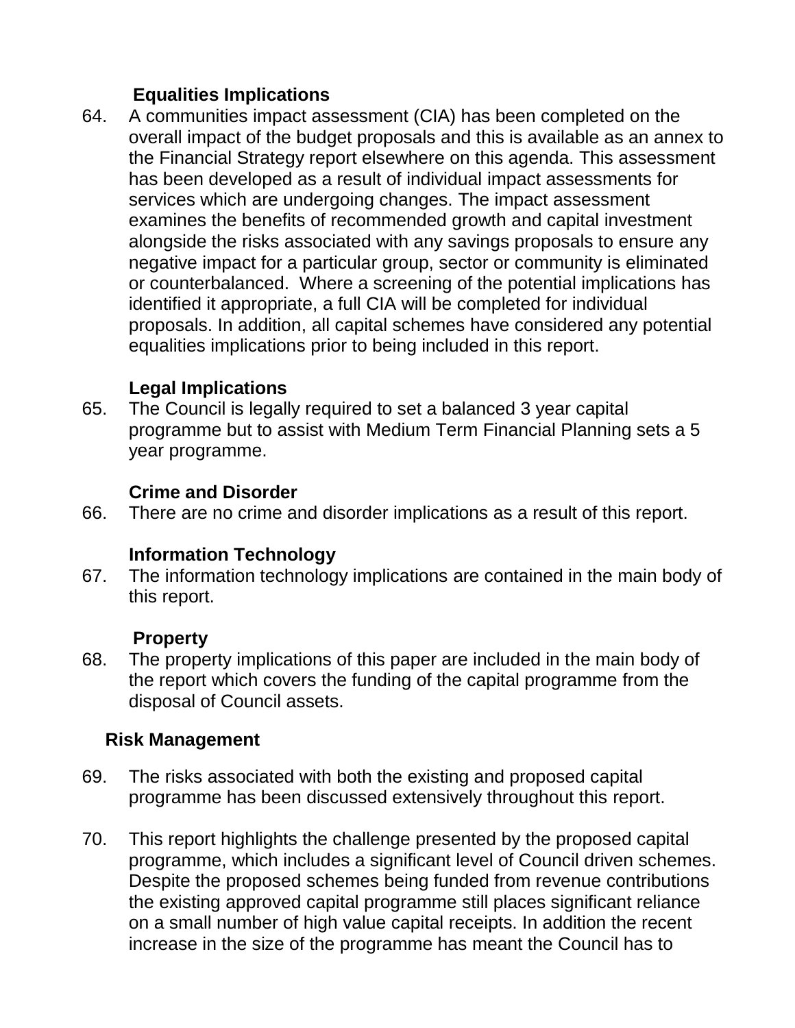**Equalities Implications**

64. A communities impact assessment (CIA) has been completed on the overall impact of the budget proposals and this is available as an annex to the Financial Strategy report elsewhere on this agenda. This assessment has been developed as a result of individual impact assessments for services which are undergoing changes. The impact assessment examines the benefits of recommended growth and capital investment alongside the risks associated with any savings proposals to ensure any negative impact for a particular group, sector or community is eliminated or counterbalanced. Where a screening of the potential implications has identified it appropriate, a full CIA will be completed for individual proposals. In addition, all capital schemes have considered any potential equalities implications prior to being included in this report.

**Legal Implications**

65. The Council is legally required to set a balanced 3 year capital programme but to assist with Medium Term Financial Planning sets a 5 year programme.

**Crime and Disorder**

66. There are no crime and disorder implications as a result of this report.

**Information Technology**

67. The information technology implications are contained in the main body of this report.

**Property**

68. The property implications of this paper are included in the main body of the report which covers the funding of the capital programme from the disposal of Council assets.

**Risk Management**

69. The risks associated with both the existing and proposed capital programme has been discussed extensively throughout this report.

70. This report highlights the challenge presented by the proposed capital programme, which includes a significant level of Council driven schemes. Despite the proposed schemes being funded from revenue contributions the existing approved capital programme still places significant reliance on a small number of high value capital receipts. In addition the recent increase in the size of the programme has meant the Council has to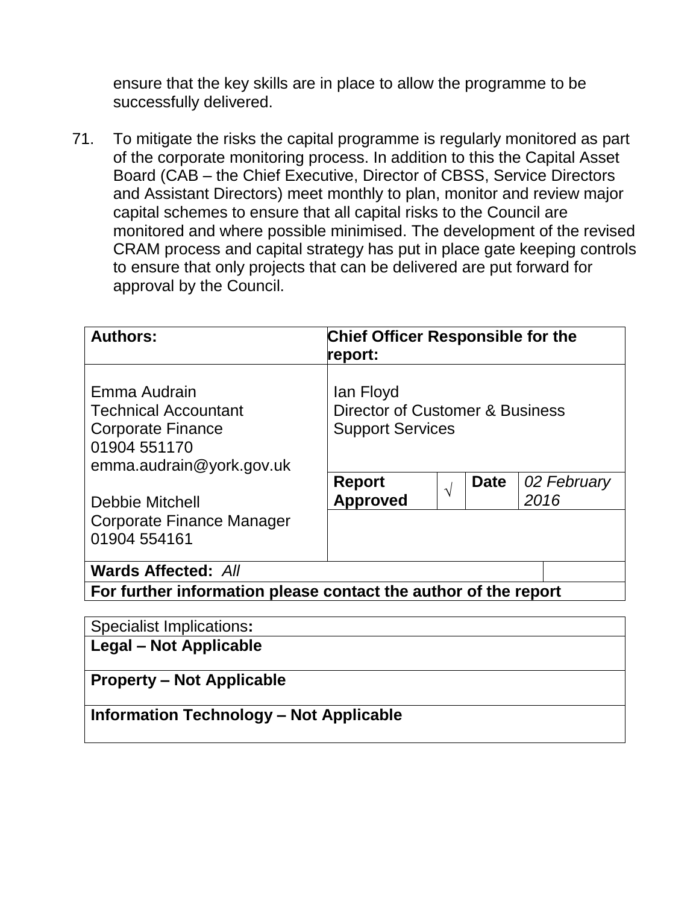ensure that the key skills are in place to allow the programme to be successfully delivered.

71. To mitigate the risks the capital programme is regularly monitored as part of the corporate monitoring process. In addition to this the Capital Asset Board (CAB – the Chief Executive, Director of CBSS, Service Directors and Assistant Directors) meet monthly to plan, monitor and review major capital schemes to ensure that all capital risks to the Council are monitored and where possible minimised. The development of the revised CRAM process and capital strategy has put in place gate keeping controls to ensure that only projects that can be delivered are put forward for approval by the Council.

| **Authors:** | **Chief Officer Responsible for the report:** | | | |
|---|---|---|---|---|
| Emma Audrain<br>Technical Accountant<br>Corporate Finance<br>01904 551170<br>emma.audrain@york.gov.uk<br><br>Debbie Mitchell<br>Corporate Finance Manager<br>01904 554161 | Ian Floyd<br>Director of Customer & Business Support Services | | | |
| | **Report Approved** | √ | **Date** | *02 February 2016* |
| **Wards Affected:** *All* | | | | |
| **For further information please contact the author of the report** | | | | |

| Specialist Implications**:** |
|---|
| **Legal – Not Applicable** |
| **Property – Not Applicable** |
| **Information Technology – Not Applicable** |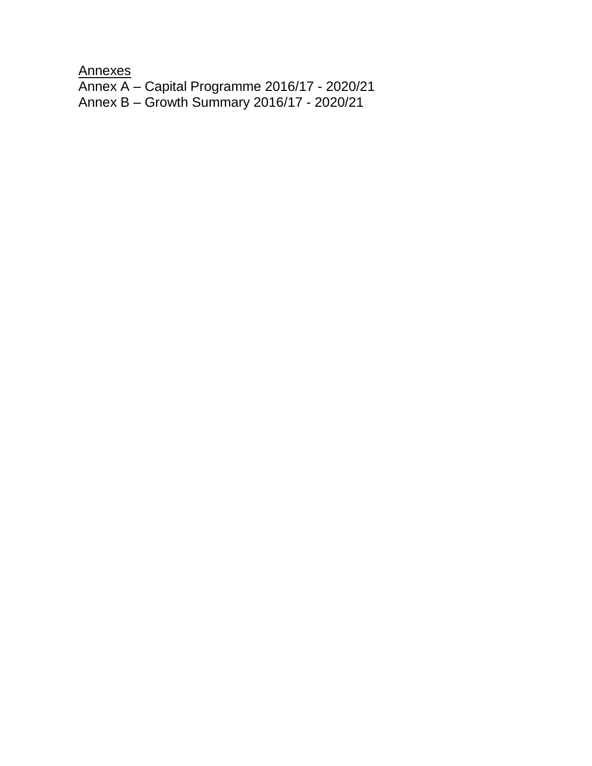<u>Annexes</u>

Annex A – Capital Programme 2016/17 - 2020/21

Annex B – Growth Summary 2016/17 - 2020/21